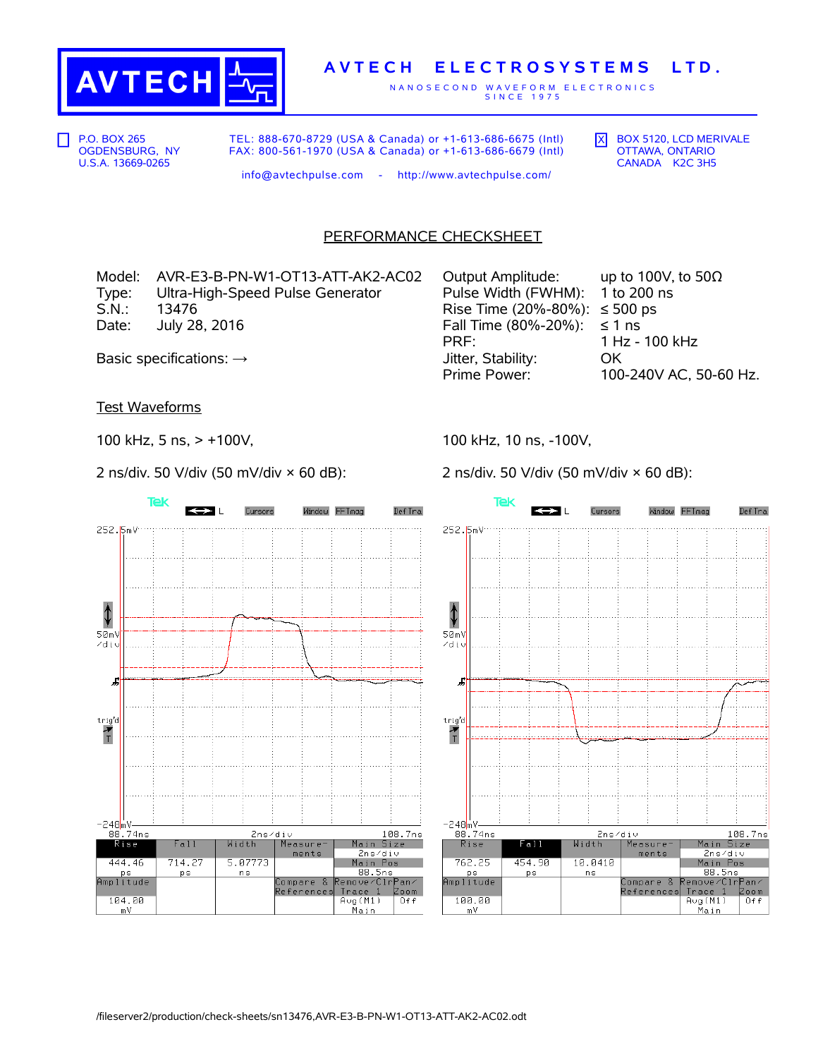**AVTECH ELECTROSYSTEMS LTD.**

NANOSECOND WAVEFORM ELECTRONICS
SINCE 1975

☐ P.O. BOX 265
OGDENSBURG, NY
U.S.A. 13669-0265

TEL: 888-670-8729 (USA & Canada) or +1-613-686-6675 (Intl)
FAX: 800-561-1970 (USA & Canada) or +1-613-686-6679 (Intl)

info@avtechpulse.com - http://www.avtechpulse.com/

☒ BOX 5120, LCD MERIVALE
OTTAWA, ONTARIO
CANADA K2C 3H5

# PERFORMANCE CHECKSHEET

Model: AVR-E3-B-PN-W1-OT13-ATT-AK2-AC02
Type: Ultra-High-Speed Pulse Generator
S.N.: 13476
Date: July 28, 2016

Basic specifications: →

| | |
|---|---|
| Output Amplitude: | up to 100V, to 50Ω |
| Pulse Width (FWHM): | 1 to 200 ns |
| Rise Time (20%-80%): | ≤ 500 ps |
| Fall Time (80%-20%): | ≤ 1 ns |
| PRF: | 1 Hz - 100 kHz |
| Jitter, Stability: | OK |
| Prime Power: | 100-240V AC, 50-60 Hz. |

## Test Waveforms

100 kHz, 5 ns, > +100V,

2 ns/div. 50 V/div (50 mV/div × 60 dB):

| Rise | Fall | Width | Amplitude |
|---|---|---|---|
| 444.46 ps | 714.27 ps | 5.07773 ns | 104.00 mV |

100 kHz, 10 ns, -100V,

2 ns/div. 50 V/div (50 mV/div × 60 dB):

| Rise | Fall | Width | Amplitude |
|---|---|---|---|
| 762.25 ps | 454.50 ps | 10.0410 ns | 100.00 mV |

/fileserver2/production/check-sheets/sn13476,AVR-E3-B-PN-W1-OT13-ATT-AK2-AC02.odt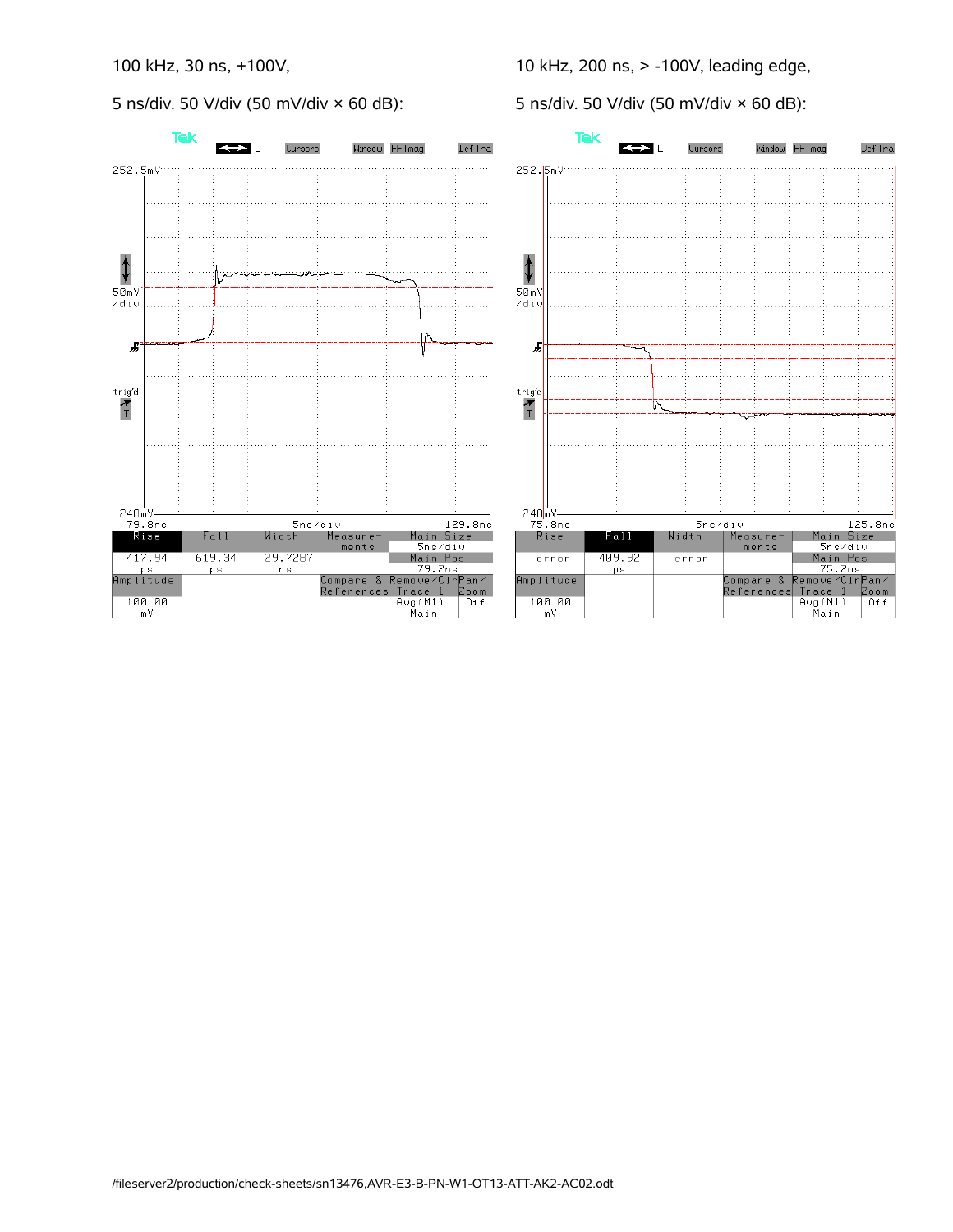100 kHz, 30 ns, +100V,

5 ns/div. 50 V/div (50 mV/div × 60 dB):

| Rise | Fall | Width | Measure-ments | Main Size |
|---|---|---|---|---|
| 417.94 ps | 619.34 ps | 29.7287 ns | | 5ns/div |
| | | | | Main Pos 79.2ns |
| Amplitude | | | Compare & References | Remove/Clr Trace 1 / Pan/Zoom |
| 100.00 mV | | | | Avg(M1) Main / Off |

10 kHz, 200 ns, > -100V, leading edge,

5 ns/div. 50 V/div (50 mV/div × 60 dB):

| Rise | Fall | Width | Measure-ments | Main Size |
|---|---|---|---|---|
| error | 409.92 ps | error | | 5ns/div |
| | | | | Main Pos 75.2ns |
| Amplitude | | | Compare & References | Remove/Clr Trace 1 / Pan/Zoom |
| 100.00 mV | | | | Avg(M1) Main / Off |

/fileserver2/production/check-sheets/sn13476,AVR-E3-B-PN-W1-OT13-ATT-AK2-AC02.odt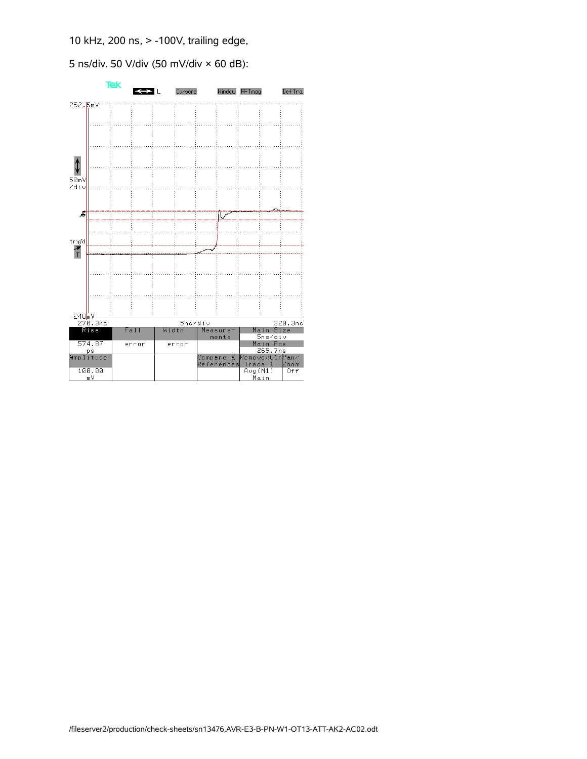10 kHz, 200 ns, > -100V, trailing edge,

5 ns/div. 50 V/div (50 mV/div × 60 dB):

Tek

Cursors

Window

FFTmag

DefTra

252.5mV

50mV
/div

trig'd

-248mV

270.3ns

5ns/div

320.3ns

Rise

574.87
ps

Fall

error

Width

error

Measure-
ments

Main Size
5ns/div

Main Pos
269.7ns

Amplitude

100.00
mV

Compare &
References

Remove/Clr
Trace 1
Avg(M1)
Main

Pan/
Zoom
Off

/fileserver2/production/check-sheets/sn13476,AVR-E3-B-PN-W1-OT13-ATT-AK2-AC02.odt